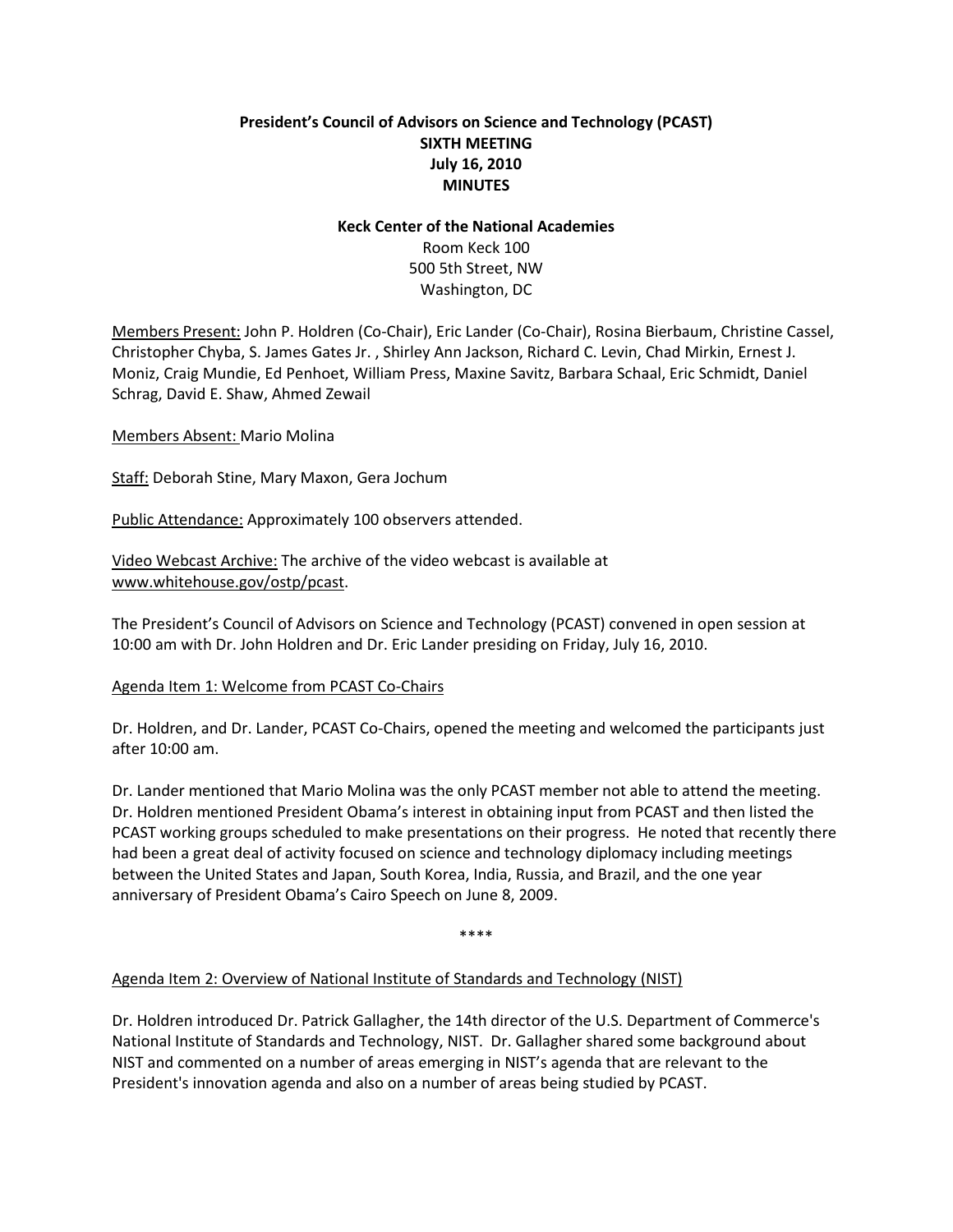# President's Council of Advisors on Science and Technology (PCAST)
## SIXTH MEETING
## July 16, 2010
## MINUTES

**Keck Center of the National Academies**
Room Keck 100
500 5th Street, NW
Washington, DC

Members Present: John P. Holdren (Co-Chair), Eric Lander (Co-Chair), Rosina Bierbaum, Christine Cassel, Christopher Chyba, S. James Gates Jr. , Shirley Ann Jackson, Richard C. Levin, Chad Mirkin, Ernest J. Moniz, Craig Mundie, Ed Penhoet, William Press, Maxine Savitz, Barbara Schaal, Eric Schmidt, Daniel Schrag, David E. Shaw, Ahmed Zewail

Members Absent: Mario Molina

Staff: Deborah Stine, Mary Maxon, Gera Jochum

Public Attendance: Approximately 100 observers attended.

Video Webcast Archive: The archive of the video webcast is available at www.whitehouse.gov/ostp/pcast.

The President's Council of Advisors on Science and Technology (PCAST) convened in open session at 10:00 am with Dr. John Holdren and Dr. Eric Lander presiding on Friday, July 16, 2010.

Agenda Item 1: Welcome from PCAST Co-Chairs

Dr. Holdren, and Dr. Lander, PCAST Co-Chairs, opened the meeting and welcomed the participants just after 10:00 am.

Dr. Lander mentioned that Mario Molina was the only PCAST member not able to attend the meeting. Dr. Holdren mentioned President Obama's interest in obtaining input from PCAST and then listed the PCAST working groups scheduled to make presentations on their progress. He noted that recently there had been a great deal of activity focused on science and technology diplomacy including meetings between the United States and Japan, South Korea, India, Russia, and Brazil, and the one year anniversary of President Obama's Cairo Speech on June 8, 2009.

****

Agenda Item 2: Overview of National Institute of Standards and Technology (NIST)

Dr. Holdren introduced Dr. Patrick Gallagher, the 14th director of the U.S. Department of Commerce's National Institute of Standards and Technology, NIST. Dr. Gallagher shared some background about NIST and commented on a number of areas emerging in NIST's agenda that are relevant to the President's innovation agenda and also on a number of areas being studied by PCAST.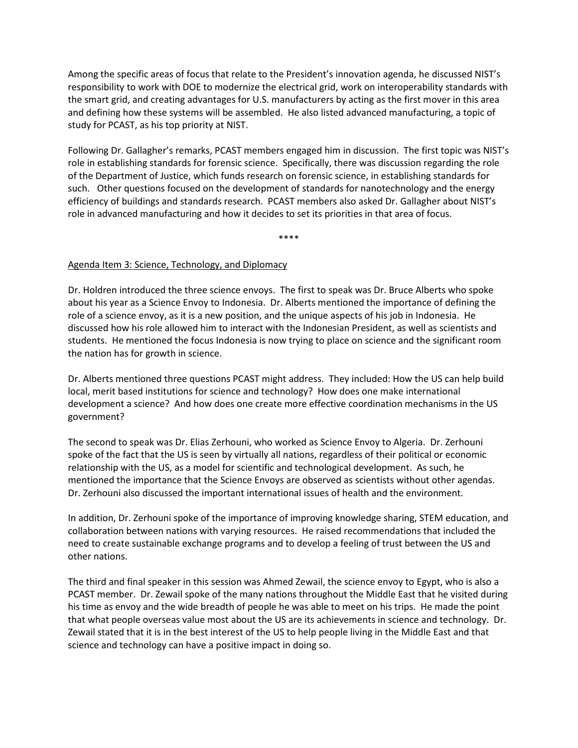Among the specific areas of focus that relate to the President's innovation agenda, he discussed NIST's responsibility to work with DOE to modernize the electrical grid, work on interoperability standards with the smart grid, and creating advantages for U.S. manufacturers by acting as the first mover in this area and defining how these systems will be assembled. He also listed advanced manufacturing, a topic of study for PCAST, as his top priority at NIST.

Following Dr. Gallagher's remarks, PCAST members engaged him in discussion. The first topic was NIST's role in establishing standards for forensic science. Specifically, there was discussion regarding the role of the Department of Justice, which funds research on forensic science, in establishing standards for such. Other questions focused on the development of standards for nanotechnology and the energy efficiency of buildings and standards research. PCAST members also asked Dr. Gallagher about NIST's role in advanced manufacturing and how it decides to set its priorities in that area of focus.

****

Agenda Item 3: Science, Technology, and Diplomacy

Dr. Holdren introduced the three science envoys. The first to speak was Dr. Bruce Alberts who spoke about his year as a Science Envoy to Indonesia. Dr. Alberts mentioned the importance of defining the role of a science envoy, as it is a new position, and the unique aspects of his job in Indonesia. He discussed how his role allowed him to interact with the Indonesian President, as well as scientists and students. He mentioned the focus Indonesia is now trying to place on science and the significant room the nation has for growth in science.

Dr. Alberts mentioned three questions PCAST might address. They included: How the US can help build local, merit based institutions for science and technology? How does one make international development a science? And how does one create more effective coordination mechanisms in the US government?

The second to speak was Dr. Elias Zerhouni, who worked as Science Envoy to Algeria. Dr. Zerhouni spoke of the fact that the US is seen by virtually all nations, regardless of their political or economic relationship with the US, as a model for scientific and technological development. As such, he mentioned the importance that the Science Envoys are observed as scientists without other agendas. Dr. Zerhouni also discussed the important international issues of health and the environment.

In addition, Dr. Zerhouni spoke of the importance of improving knowledge sharing, STEM education, and collaboration between nations with varying resources. He raised recommendations that included the need to create sustainable exchange programs and to develop a feeling of trust between the US and other nations.

The third and final speaker in this session was Ahmed Zewail, the science envoy to Egypt, who is also a PCAST member. Dr. Zewail spoke of the many nations throughout the Middle East that he visited during his time as envoy and the wide breadth of people he was able to meet on his trips. He made the point that what people overseas value most about the US are its achievements in science and technology. Dr. Zewail stated that it is in the best interest of the US to help people living in the Middle East and that science and technology can have a positive impact in doing so.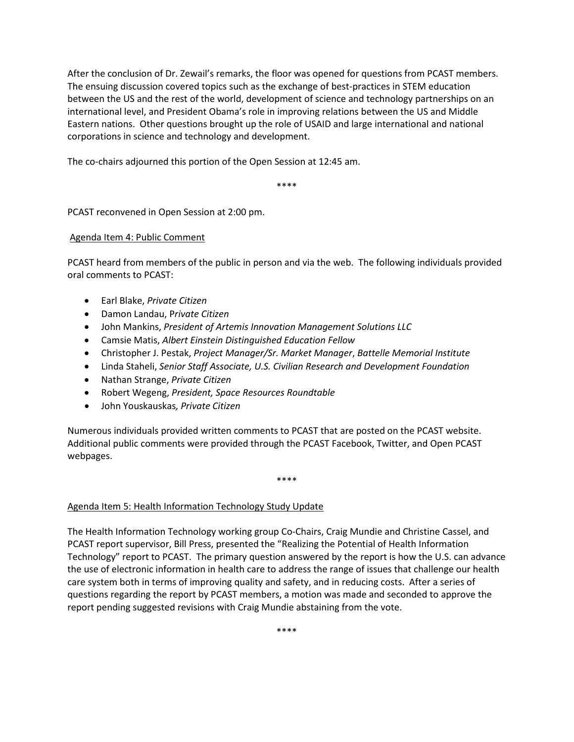After the conclusion of Dr. Zewail's remarks, the floor was opened for questions from PCAST members. The ensuing discussion covered topics such as the exchange of best-practices in STEM education between the US and the rest of the world, development of science and technology partnerships on an international level, and President Obama's role in improving relations between the US and Middle Eastern nations. Other questions brought up the role of USAID and large international and national corporations in science and technology and development.

The co-chairs adjourned this portion of the Open Session at 12:45 am.

\*\*\*\*

PCAST reconvened in Open Session at 2:00 pm.

Agenda Item 4: Public Comment

PCAST heard from members of the public in person and via the web. The following individuals provided oral comments to PCAST:

- Earl Blake, *Private Citizen*
- Damon Landau, P*rivate Citizen*
- John Mankins, *President of Artemis Innovation Management Solutions LLC*
- Camsie Matis, *Albert Einstein Distinguished Education Fellow*
- Christopher J. Pestak, *Project Manager/Sr. Market Manager*, *Battelle Memorial Institute*
- Linda Staheli, *Senior Staff Associate, U.S. Civilian Research and Development Foundation*
- Nathan Strange, *Private Citizen*
- Robert Wegeng, *President, Space Resources Roundtable*
- John Youskauskas*, Private Citizen*

Numerous individuals provided written comments to PCAST that are posted on the PCAST website. Additional public comments were provided through the PCAST Facebook, Twitter, and Open PCAST webpages.

\*\*\*\*

Agenda Item 5: Health Information Technology Study Update

The Health Information Technology working group Co-Chairs, Craig Mundie and Christine Cassel, and PCAST report supervisor, Bill Press, presented the "Realizing the Potential of Health Information Technology" report to PCAST. The primary question answered by the report is how the U.S. can advance the use of electronic information in health care to address the range of issues that challenge our health care system both in terms of improving quality and safety, and in reducing costs. After a series of questions regarding the report by PCAST members, a motion was made and seconded to approve the report pending suggested revisions with Craig Mundie abstaining from the vote.

\*\*\*\*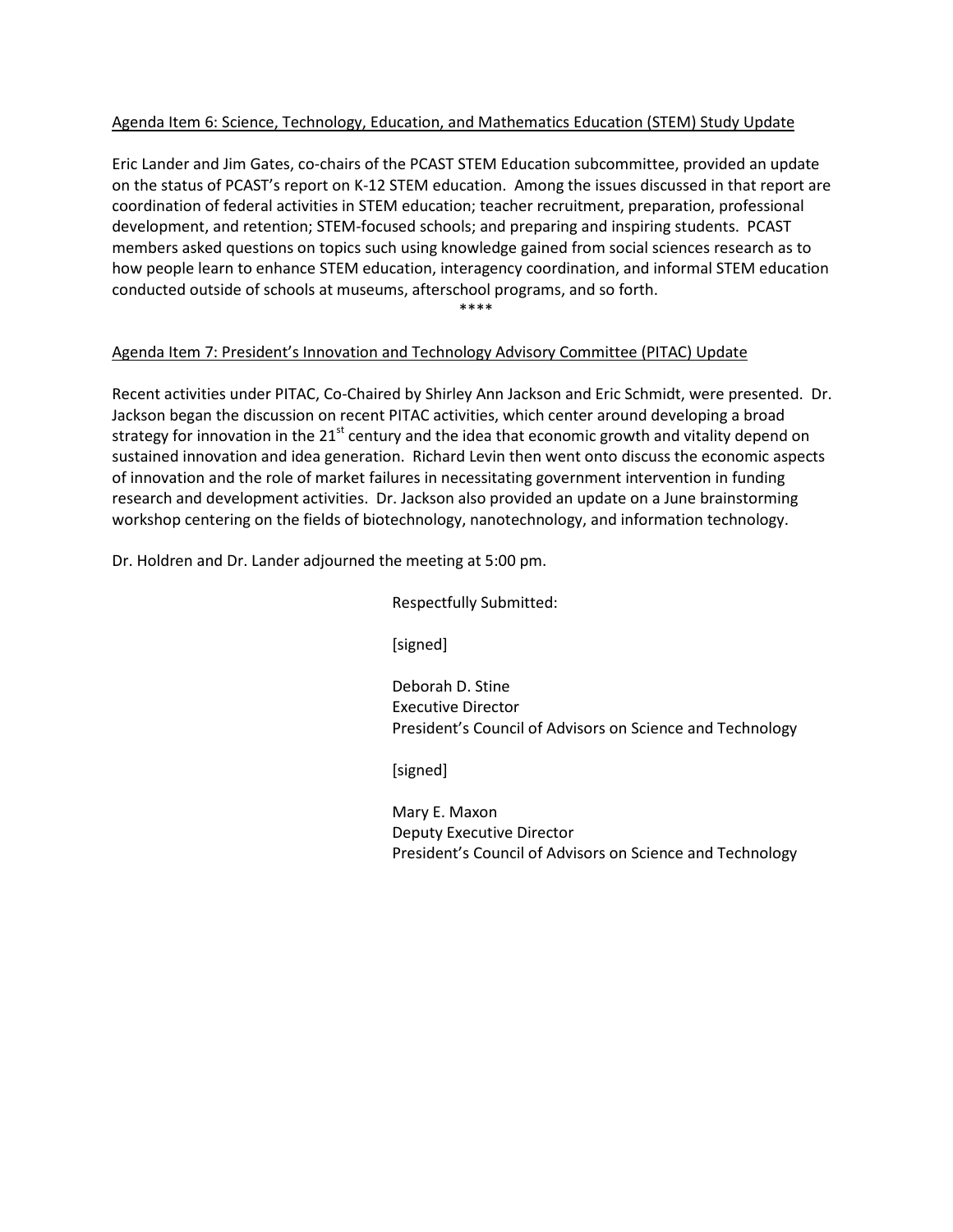<u>Agenda Item 6: Science, Technology, Education, and Mathematics Education (STEM) Study Update</u>

Eric Lander and Jim Gates, co-chairs of the PCAST STEM Education subcommittee, provided an update on the status of PCAST's report on K-12 STEM education. Among the issues discussed in that report are coordination of federal activities in STEM education; teacher recruitment, preparation, professional development, and retention; STEM-focused schools; and preparing and inspiring students. PCAST members asked questions on topics such using knowledge gained from social sciences research as to how people learn to enhance STEM education, interagency coordination, and informal STEM education conducted outside of schools at museums, afterschool programs, and so forth.

****

<u>Agenda Item 7: President's Innovation and Technology Advisory Committee (PITAC) Update</u>

Recent activities under PITAC, Co-Chaired by Shirley Ann Jackson and Eric Schmidt, were presented. Dr. Jackson began the discussion on recent PITAC activities, which center around developing a broad strategy for innovation in the 21st century and the idea that economic growth and vitality depend on sustained innovation and idea generation. Richard Levin then went onto discuss the economic aspects of innovation and the role of market failures in necessitating government intervention in funding research and development activities. Dr. Jackson also provided an update on a June brainstorming workshop centering on the fields of biotechnology, nanotechnology, and information technology.

Dr. Holdren and Dr. Lander adjourned the meeting at 5:00 pm.

Respectfully Submitted:

[signed]

Deborah D. Stine
Executive Director
President's Council of Advisors on Science and Technology

[signed]

Mary E. Maxon
Deputy Executive Director
President's Council of Advisors on Science and Technology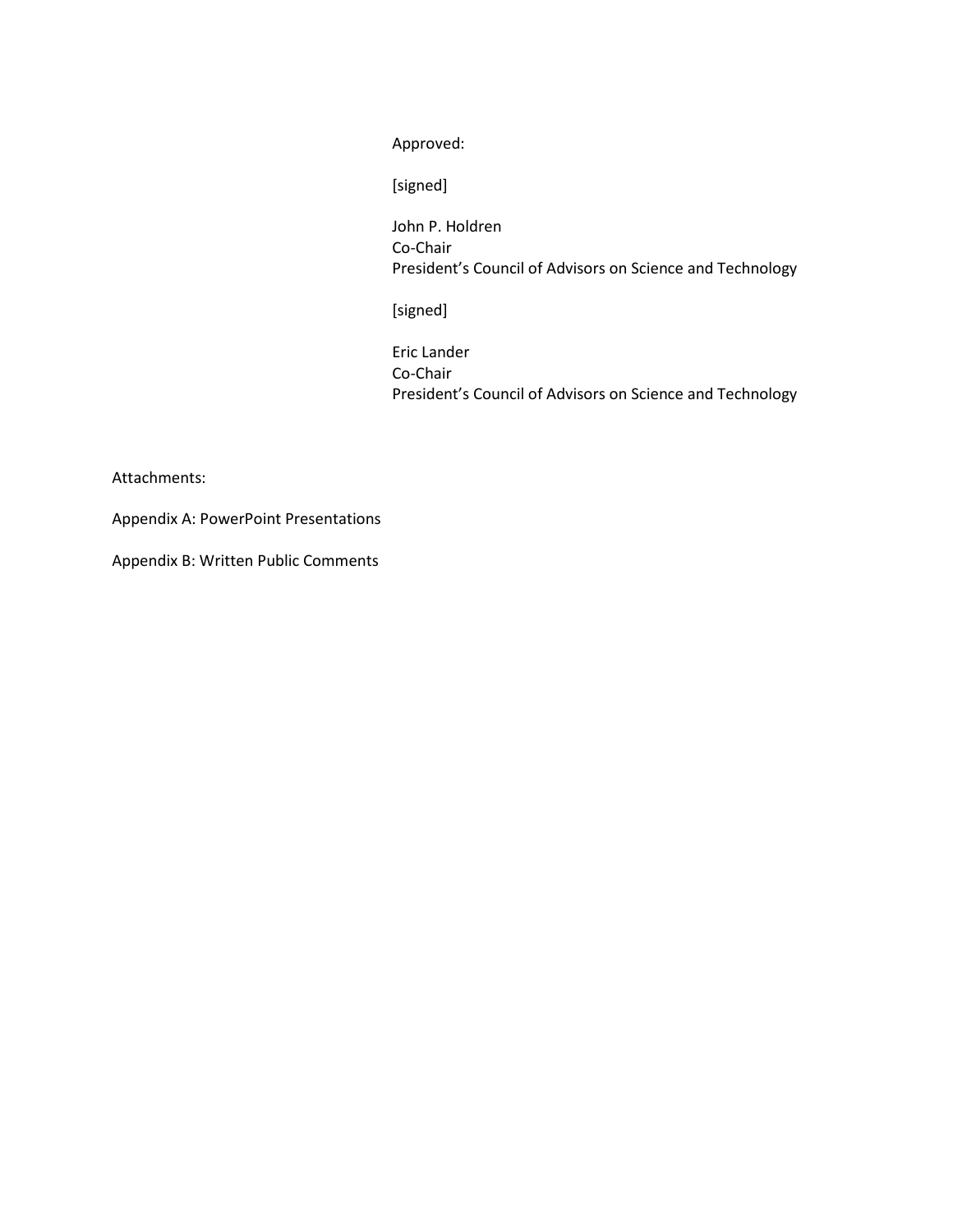Approved:

[signed]

John P. Holdren
Co-Chair
President's Council of Advisors on Science and Technology

[signed]

Eric Lander
Co-Chair
President's Council of Advisors on Science and Technology

Attachments:

Appendix A: PowerPoint Presentations

Appendix B: Written Public Comments